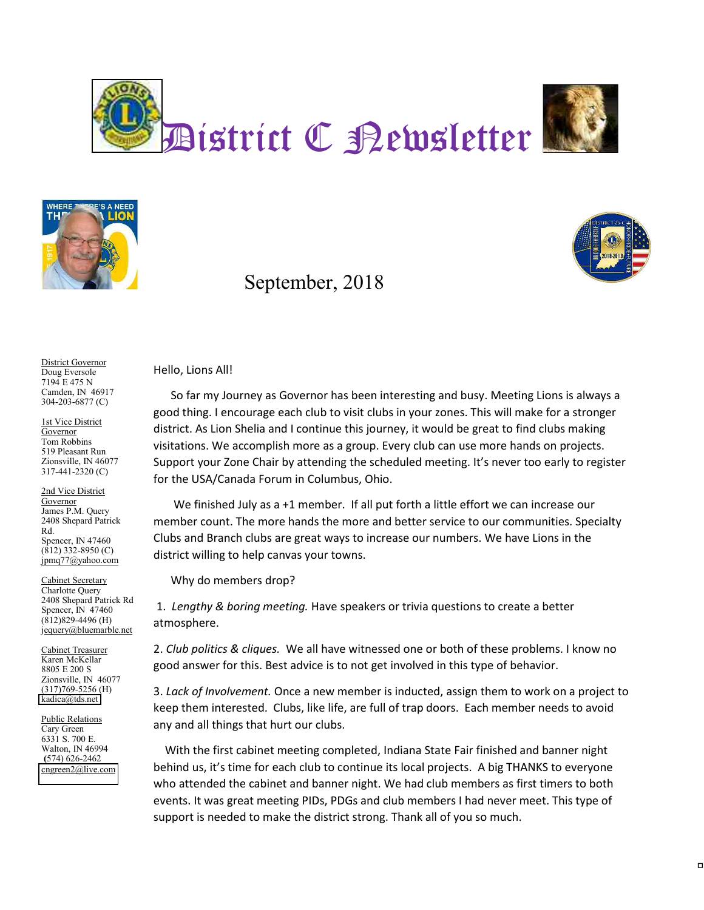# District C Newsletter

September, 2018

District Governor
Doug Eversole
7194 E 475 N
Camden, IN 46917
304-203-6877 (C)

1st Vice District Governor
Tom Robbins
519 Pleasant Run
Zionsville, IN 46077
317-441-2320 (C)

2nd Vice District Governor
James P.M. Query
2408 Shepard Patrick Rd.
Spencer, IN 47460
(812) 332-8950 (C)
jpmq77@yahoo.com

Cabinet Secretary
Charlotte Query
2408 Shepard Patrick Rd
Spencer, IN 47460
(812)829-4496 (H)
jequery@bluemarble.net

Cabinet Treasurer
Karen McKellar
8805 E 200 S
Zionsville, IN 46077
(317)769-5256 (H)
kadica@tds.net

Public Relations
Cary Green
6331 S. 700 E.
Walton, IN 46994
(574) 626-2462
cngreen2@live.com

Hello, Lions All!

So far my Journey as Governor has been interesting and busy. Meeting Lions is always a good thing. I encourage each club to visit clubs in your zones. This will make for a stronger district. As Lion Shelia and I continue this journey, it would be great to find clubs making visitations. We accomplish more as a group. Every club can use more hands on projects. Support your Zone Chair by attending the scheduled meeting. It's never too early to register for the USA/Canada Forum in Columbus, Ohio.

We finished July as a +1 member. If all put forth a little effort we can increase our member count. The more hands the more and better service to our communities. Specialty Clubs and Branch clubs are great ways to increase our numbers. We have Lions in the district willing to help canvas your towns.

Why do members drop?

1. *Lengthy & boring meeting.* Have speakers or trivia questions to create a better atmosphere.

2. *Club politics & cliques.* We all have witnessed one or both of these problems. I know no good answer for this. Best advice is to not get involved in this type of behavior.

3. *Lack of Involvement.* Once a new member is inducted, assign them to work on a project to keep them interested. Clubs, like life, are full of trap doors. Each member needs to avoid any and all things that hurt our clubs.

With the first cabinet meeting completed, Indiana State Fair finished and banner night behind us, it's time for each club to continue its local projects. A big THANKS to everyone who attended the cabinet and banner night. We had club members as first timers to both events. It was great meeting PIDs, PDGs and club members I had never meet. This type of support is needed to make the district strong. Thank all of you so much.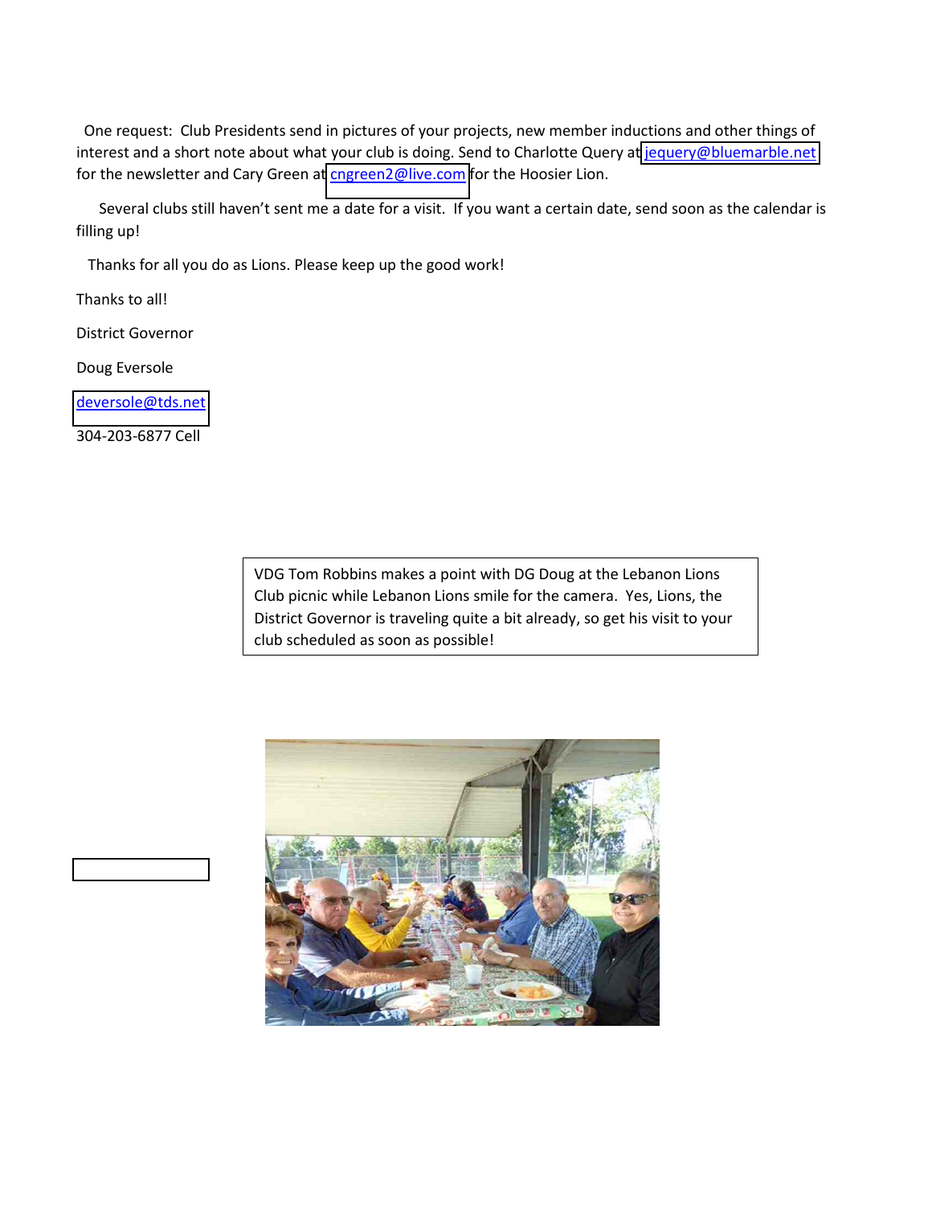One request: Club Presidents send in pictures of your projects, new member inductions and other things of interest and a short note about what your club is doing. Send to Charlotte Query at jequery@bluemarble.net for the newsletter and Cary Green at cngreen2@live.com for the Hoosier Lion.

Several clubs still haven't sent me a date for a visit. If you want a certain date, send soon as the calendar is filling up!

Thanks for all you do as Lions. Please keep up the good work!

Thanks to all!

District Governor

Doug Eversole

deversole@tds.net

304-203-6877 Cell

VDG Tom Robbins makes a point with DG Doug at the Lebanon Lions Club picnic while Lebanon Lions smile for the camera. Yes, Lions, the District Governor is traveling quite a bit already, so get his visit to your club scheduled as soon as possible!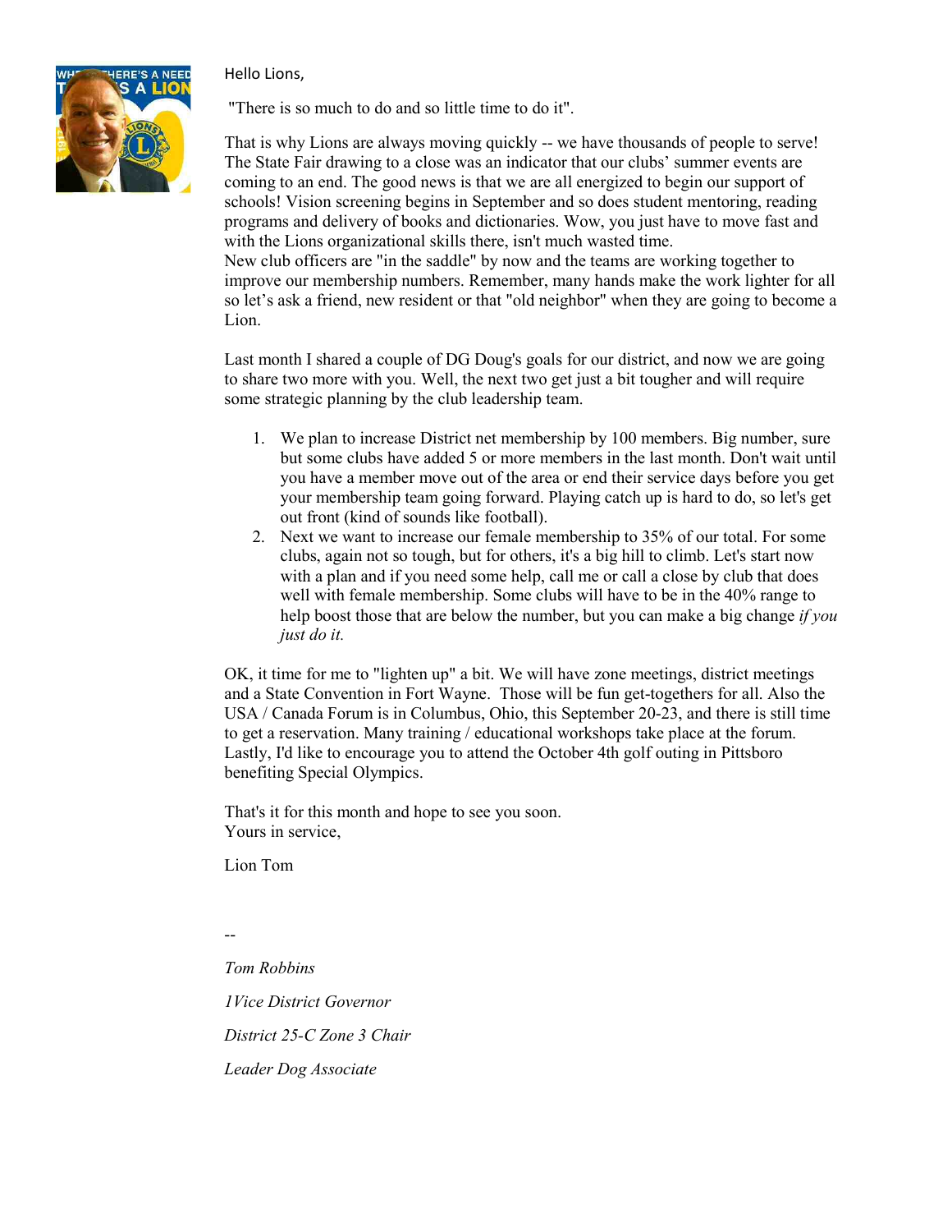Hello Lions,

"There is so much to do and so little time to do it".

That is why Lions are always moving quickly -- we have thousands of people to serve! The State Fair drawing to a close was an indicator that our clubs' summer events are coming to an end. The good news is that we are all energized to begin our support of schools! Vision screening begins in September and so does student mentoring, reading programs and delivery of books and dictionaries. Wow, you just have to move fast and with the Lions organizational skills there, isn't much wasted time.
New club officers are "in the saddle" by now and the teams are working together to improve our membership numbers. Remember, many hands make the work lighter for all so let's ask a friend, new resident or that "old neighbor" when they are going to become a Lion.

Last month I shared a couple of DG Doug's goals for our district, and now we are going to share two more with you. Well, the next two get just a bit tougher and will require some strategic planning by the club leadership team.

1. We plan to increase District net membership by 100 members. Big number, sure but some clubs have added 5 or more members in the last month. Don't wait until you have a member move out of the area or end their service days before you get your membership team going forward. Playing catch up is hard to do, so let's get out front (kind of sounds like football).
2. Next we want to increase our female membership to 35% of our total. For some clubs, again not so tough, but for others, it's a big hill to climb. Let's start now with a plan and if you need some help, call me or call a close by club that does well with female membership. Some clubs will have to be in the 40% range to help boost those that are below the number, but you can make a big change *if you just do it.*

OK, it time for me to "lighten up" a bit. We will have zone meetings, district meetings and a State Convention in Fort Wayne. Those will be fun get-togethers for all. Also the USA / Canada Forum is in Columbus, Ohio, this September 20-23, and there is still time to get a reservation. Many training / educational workshops take place at the forum. Lastly, I'd like to encourage you to attend the October 4th golf outing in Pittsboro benefiting Special Olympics.

That's it for this month and hope to see you soon.
Yours in service,

Lion Tom

--

*Tom Robbins*

*1Vice District Governor*

*District 25-C Zone 3 Chair*

*Leader Dog Associate*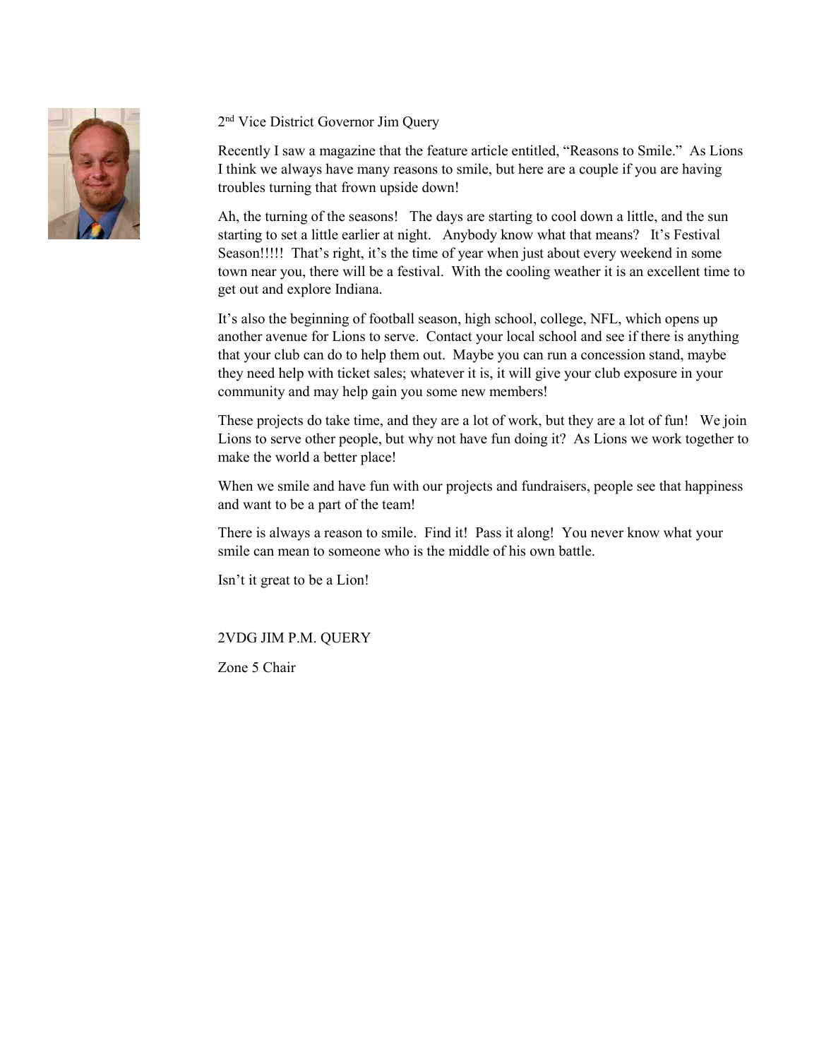2nd Vice District Governor Jim Query

Recently I saw a magazine that the feature article entitled, "Reasons to Smile." As Lions I think we always have many reasons to smile, but here are a couple if you are having troubles turning that frown upside down!

Ah, the turning of the seasons! The days are starting to cool down a little, and the sun starting to set a little earlier at night. Anybody know what that means? It's Festival Season!!!!! That's right, it's the time of year when just about every weekend in some town near you, there will be a festival. With the cooling weather it is an excellent time to get out and explore Indiana.

It's also the beginning of football season, high school, college, NFL, which opens up another avenue for Lions to serve. Contact your local school and see if there is anything that your club can do to help them out. Maybe you can run a concession stand, maybe they need help with ticket sales; whatever it is, it will give your club exposure in your community and may help gain you some new members!

These projects do take time, and they are a lot of work, but they are a lot of fun! We join Lions to serve other people, but why not have fun doing it? As Lions we work together to make the world a better place!

When we smile and have fun with our projects and fundraisers, people see that happiness and want to be a part of the team!

There is always a reason to smile. Find it! Pass it along! You never know what your smile can mean to someone who is the middle of his own battle.

Isn't it great to be a Lion!

2VDG JIM P.M. QUERY

Zone 5 Chair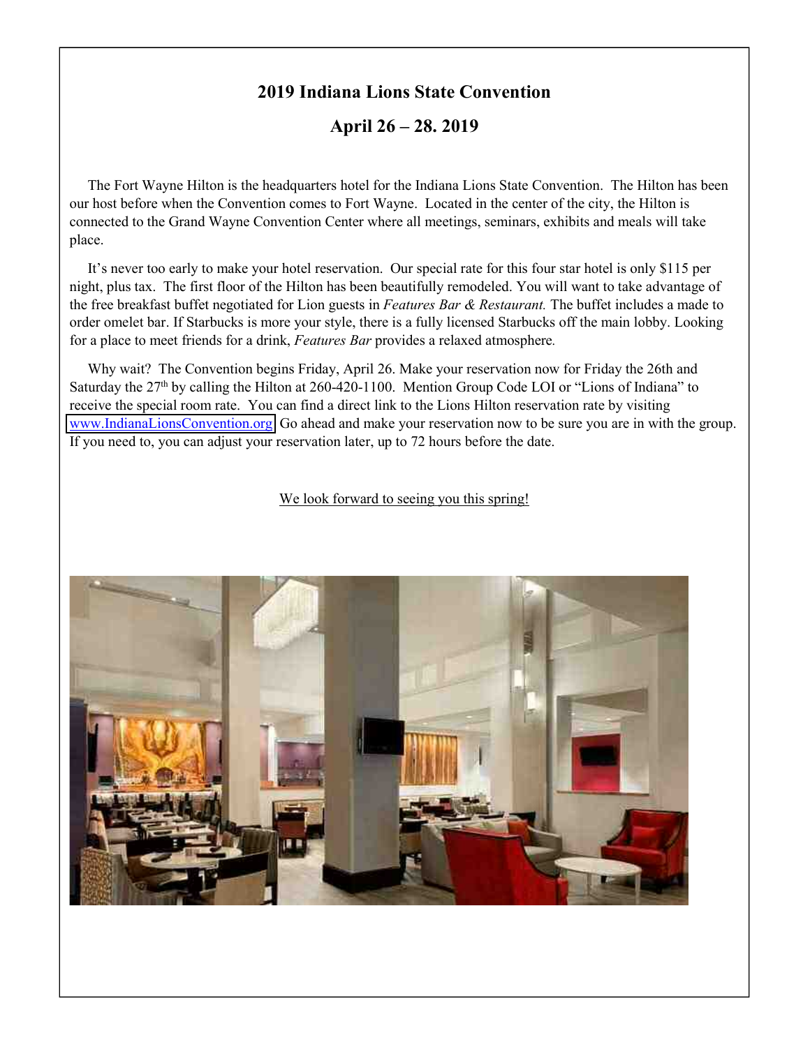## 2019 Indiana Lions State Convention

## April 26 – 28. 2019

The Fort Wayne Hilton is the headquarters hotel for the Indiana Lions State Convention. The Hilton has been our host before when the Convention comes to Fort Wayne. Located in the center of the city, the Hilton is connected to the Grand Wayne Convention Center where all meetings, seminars, exhibits and meals will take place.

It's never too early to make your hotel reservation. Our special rate for this four star hotel is only $115 per night, plus tax. The first floor of the Hilton has been beautifully remodeled. You will want to take advantage of the free breakfast buffet negotiated for Lion guests in *Features Bar & Restaurant.* The buffet includes a made to order omelet bar. If Starbucks is more your style, there is a fully licensed Starbucks off the main lobby. Looking for a place to meet friends for a drink, *Features Bar* provides a relaxed atmosphere.

Why wait? The Convention begins Friday, April 26. Make your reservation now for Friday the 26th and Saturday the 27th by calling the Hilton at 260-420-1100. Mention Group Code LOI or "Lions of Indiana" to receive the special room rate. You can find a direct link to the Lions Hilton reservation rate by visiting www.IndianaLionsConvention.org Go ahead and make your reservation now to be sure you are in with the group. If you need to, you can adjust your reservation later, up to 72 hours before the date.

We look forward to seeing you this spring!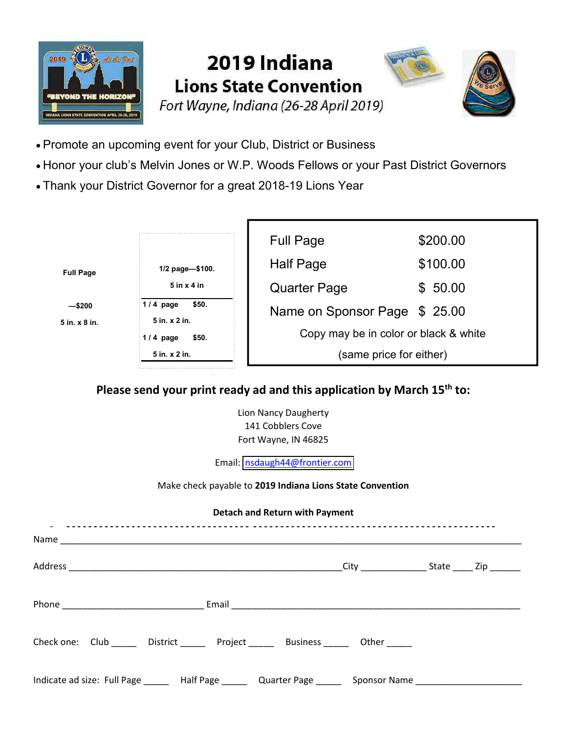# 2019 Indiana
## Lions State Convention
*Fort Wayne, Indiana (26-28 April 2019)*

- Promote an upcoming event for your Club, District or Business
- Honor your club's Melvin Jones or W.P. Woods Fellows or your Past District Governors
- Thank your District Governor for a great 2018-19 Lions Year

**Full Page**

**—$200**

**5 in. x 8 in.**

**1/2 page—$100.**

**5 in x 4 in**

**1 / 4 page $50.**

**5 in. x 2 in.**

**1 / 4 page $50.**

**5 in. x 2 in.**

| | |
|---|---|
| Full Page | $200.00 |
| Half Page | $100.00 |
| Quarter Page | $ 50.00 |
| Name on Sponsor Page | $ 25.00 |

Copy may be in color or black & white

(same price for either)

**Please send your print ready ad and this application by March 15th to:**

Lion Nancy Daugherty
141 Cobblers Cove
Fort Wayne, IN 46825

Email: nsdaugh44@frontier.com

Make check payable to **2019 Indiana Lions State Convention**

**Detach and Return with Payment**

- - - - - - - - - - - - - - - - - - - - - - - - - - - - - - - - - - - - - - - - - - - - - - - - - - - - - - - - - - - - - - - - - - - - - - - - - - - - - - -

Name ________________________________________________________________________________

Address ___________________________________________________City ____________ State ____ Zip ______

Phone ___________________________ Email ______________________________________________________

Check one: Club _____ District _____ Project _____ Business _____ Other _____

Indicate ad size: Full Page _____ Half Page _____ Quarter Page _____ Sponsor Name ____________________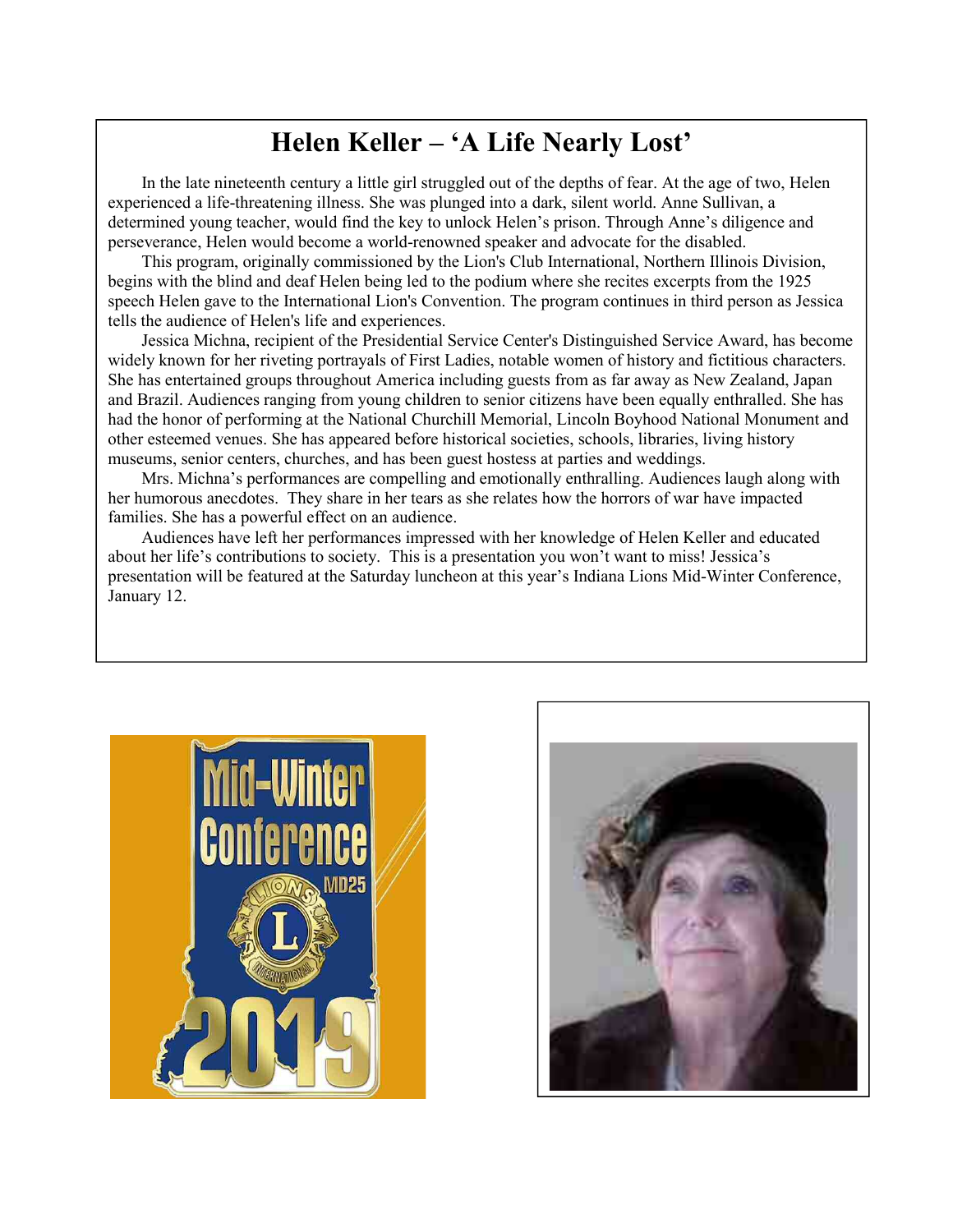# Helen Keller – 'A Life Nearly Lost'

In the late nineteenth century a little girl struggled out of the depths of fear. At the age of two, Helen experienced a life-threatening illness. She was plunged into a dark, silent world. Anne Sullivan, a determined young teacher, would find the key to unlock Helen's prison. Through Anne's diligence and perseverance, Helen would become a world-renowned speaker and advocate for the disabled.

This program, originally commissioned by the Lion's Club International, Northern Illinois Division, begins with the blind and deaf Helen being led to the podium where she recites excerpts from the 1925 speech Helen gave to the International Lion's Convention. The program continues in third person as Jessica tells the audience of Helen's life and experiences.

Jessica Michna, recipient of the Presidential Service Center's Distinguished Service Award, has become widely known for her riveting portrayals of First Ladies, notable women of history and fictitious characters. She has entertained groups throughout America including guests from as far away as New Zealand, Japan and Brazil. Audiences ranging from young children to senior citizens have been equally enthralled. She has had the honor of performing at the National Churchill Memorial, Lincoln Boyhood National Monument and other esteemed venues. She has appeared before historical societies, schools, libraries, living history museums, senior centers, churches, and has been guest hostess at parties and weddings.

Mrs. Michna's performances are compelling and emotionally enthralling. Audiences laugh along with her humorous anecdotes. They share in her tears as she relates how the horrors of war have impacted families. She has a powerful effect on an audience.

Audiences have left her performances impressed with her knowledge of Helen Keller and educated about her life's contributions to society. This is a presentation you won't want to miss! Jessica's presentation will be featured at the Saturday luncheon at this year's Indiana Lions Mid-Winter Conference, January 12.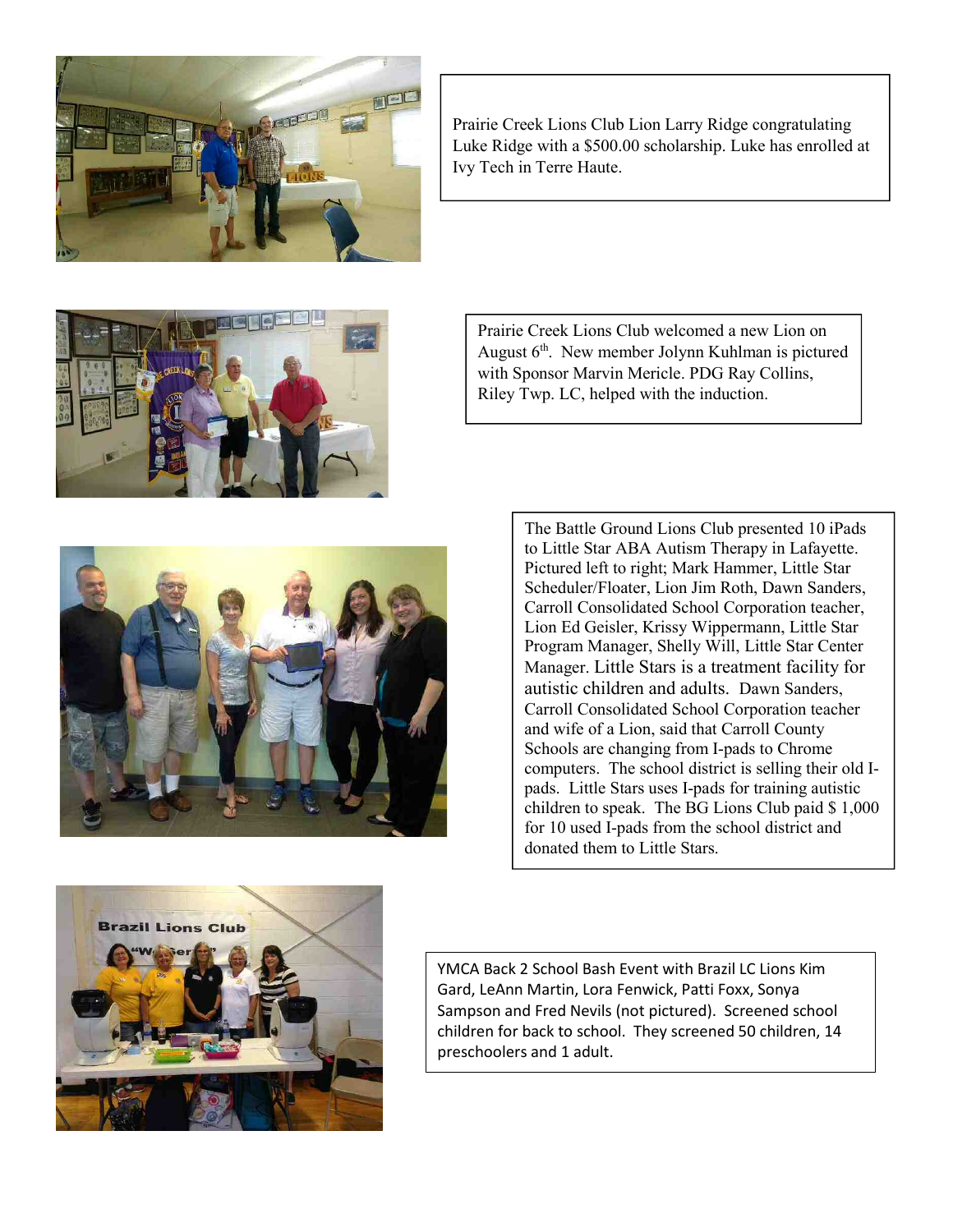Prairie Creek Lions Club Lion Larry Ridge congratulating Luke Ridge with a $500.00 scholarship. Luke has enrolled at Ivy Tech in Terre Haute.

Prairie Creek Lions Club welcomed a new Lion on August 6th. New member Jolynn Kuhlman is pictured with Sponsor Marvin Mericle. PDG Ray Collins, Riley Twp. LC, helped with the induction.

The Battle Ground Lions Club presented 10 iPads to Little Star ABA Autism Therapy in Lafayette. Pictured left to right; Mark Hammer, Little Star Scheduler/Floater, Lion Jim Roth, Dawn Sanders, Carroll Consolidated School Corporation teacher, Lion Ed Geisler, Krissy Wippermann, Little Star Program Manager, Shelly Will, Little Star Center Manager. Little Stars is a treatment facility for autistic children and adults. Dawn Sanders, Carroll Consolidated School Corporation teacher and wife of a Lion, said that Carroll County Schools are changing from I-pads to Chrome computers. The school district is selling their old I-pads. Little Stars uses I-pads for training autistic children to speak. The BG Lions Club paid $ 1,000 for 10 used I-pads from the school district and donated them to Little Stars.

YMCA Back 2 School Bash Event with Brazil LC Lions Kim Gard, LeAnn Martin, Lora Fenwick, Patti Foxx, Sonya Sampson and Fred Nevils (not pictured). Screened school children for back to school. They screened 50 children, 14 preschoolers and 1 adult.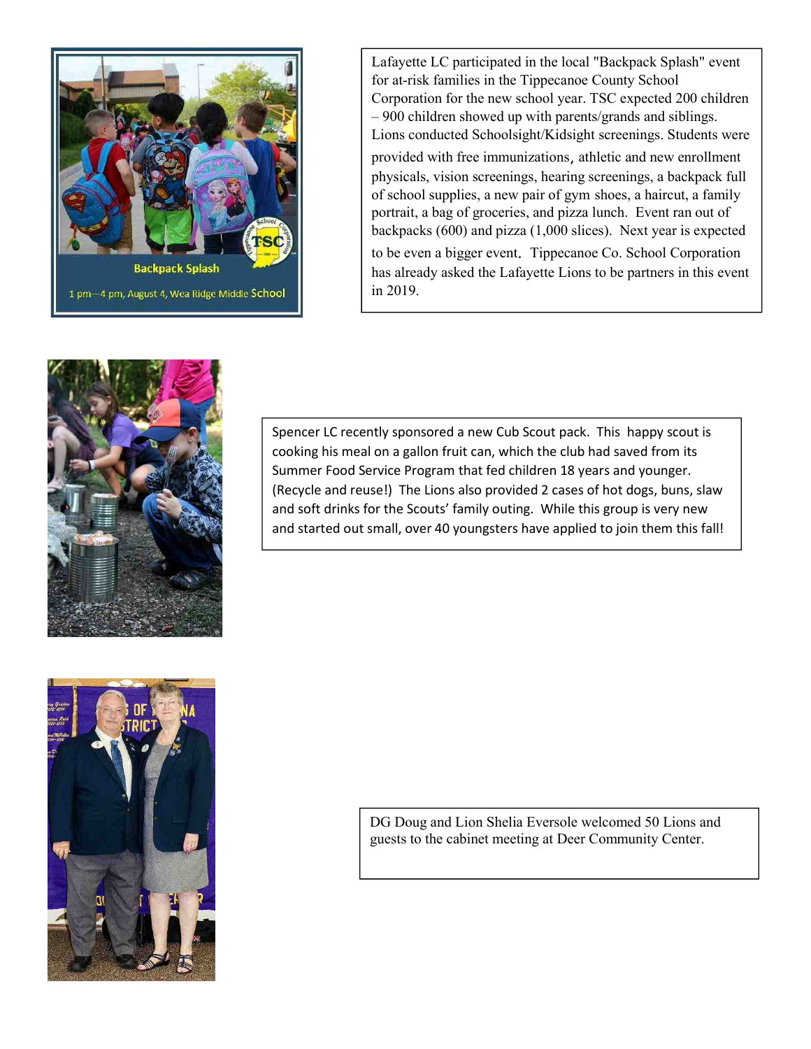Lafayette LC participated in the local "Backpack Splash" event for at-risk families in the Tippecanoe County School Corporation for the new school year. TSC expected 200 children – 900 children showed up with parents/grands and siblings. Lions conducted Schoolsight/Kidsight screenings. Students were provided with free immunizations, athletic and new enrollment physicals, vision screenings, hearing screenings, a backpack full of school supplies, a new pair of gym shoes, a haircut, a family portrait, a bag of groceries, and pizza lunch. Event ran out of backpacks (600) and pizza (1,000 slices). Next year is expected to be even a bigger event. Tippecanoe Co. School Corporation has already asked the Lafayette Lions to be partners in this event in 2019.

Spencer LC recently sponsored a new Cub Scout pack. This happy scout is cooking his meal on a gallon fruit can, which the club had saved from its Summer Food Service Program that fed children 18 years and younger. (Recycle and reuse!) The Lions also provided 2 cases of hot dogs, buns, slaw and soft drinks for the Scouts' family outing. While this group is very new and started out small, over 40 youngsters have applied to join them this fall!

DG Doug and Lion Shelia Eversole welcomed 50 Lions and guests to the cabinet meeting at Deer Community Center.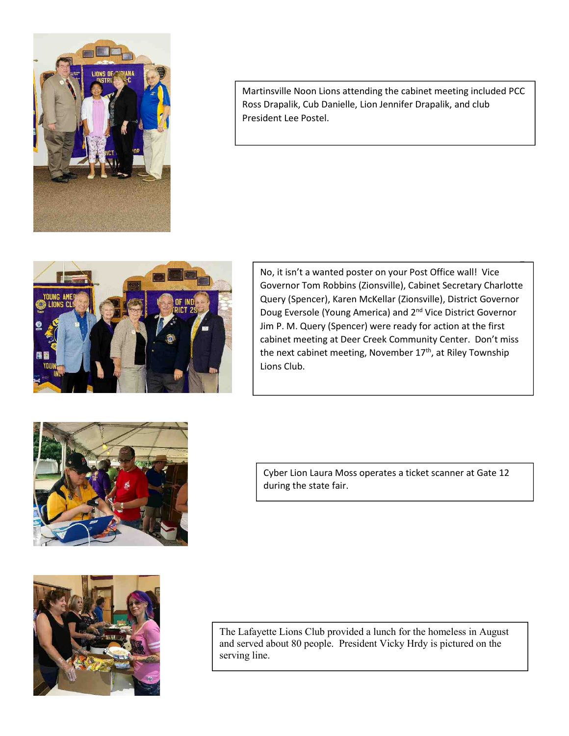Martinsville Noon Lions attending the cabinet meeting included PCC Ross Drapalik, Cub Danielle, Lion Jennifer Drapalik, and club President Lee Postel.

No, it isn't a wanted poster on your Post Office wall! Vice Governor Tom Robbins (Zionsville), Cabinet Secretary Charlotte Query (Spencer), Karen McKellar (Zionsville), District Governor Doug Eversole (Young America) and 2nd Vice District Governor Jim P. M. Query (Spencer) were ready for action at the first cabinet meeting at Deer Creek Community Center. Don't miss the next cabinet meeting, November 17th, at Riley Township Lions Club.

Cyber Lion Laura Moss operates a ticket scanner at Gate 12 during the state fair.

The Lafayette Lions Club provided a lunch for the homeless in August and served about 80 people. President Vicky Hrdy is pictured on the serving line.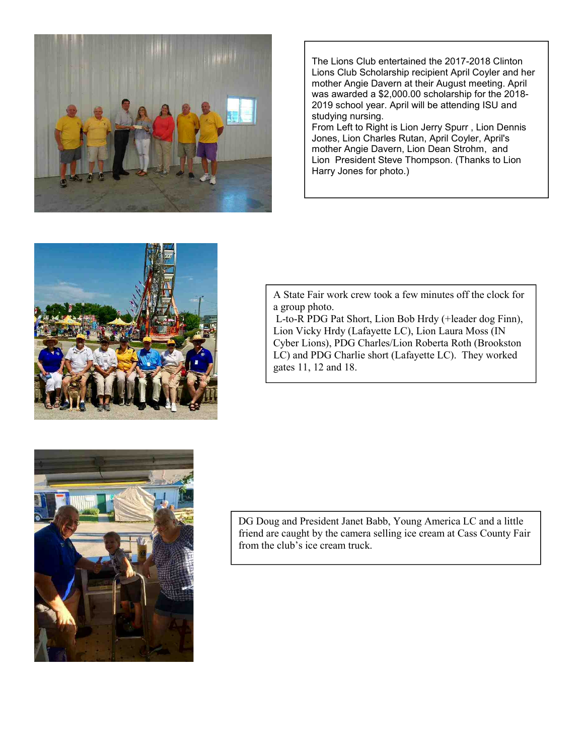The Lions Club entertained the 2017-2018 Clinton Lions Club Scholarship recipient April Coyler and her mother Angie Davern at their August meeting. April was awarded a $2,000.00 scholarship for the 2018-2019 school year. April will be attending ISU and studying nursing.
From Left to Right is Lion Jerry Spurr , Lion Dennis Jones, Lion Charles Rutan, April Coyler, April's mother Angie Davern, Lion Dean Strohm, and Lion President Steve Thompson. (Thanks to Lion Harry Jones for photo.)

A State Fair work crew took a few minutes off the clock for a group photo.
L-to-R PDG Pat Short, Lion Bob Hrdy (+leader dog Finn), Lion Vicky Hrdy (Lafayette LC), Lion Laura Moss (IN Cyber Lions), PDG Charles/Lion Roberta Roth (Brookston LC) and PDG Charlie short (Lafayette LC). They worked gates 11, 12 and 18.

DG Doug and President Janet Babb, Young America LC and a little friend are caught by the camera selling ice cream at Cass County Fair from the club’s ice cream truck.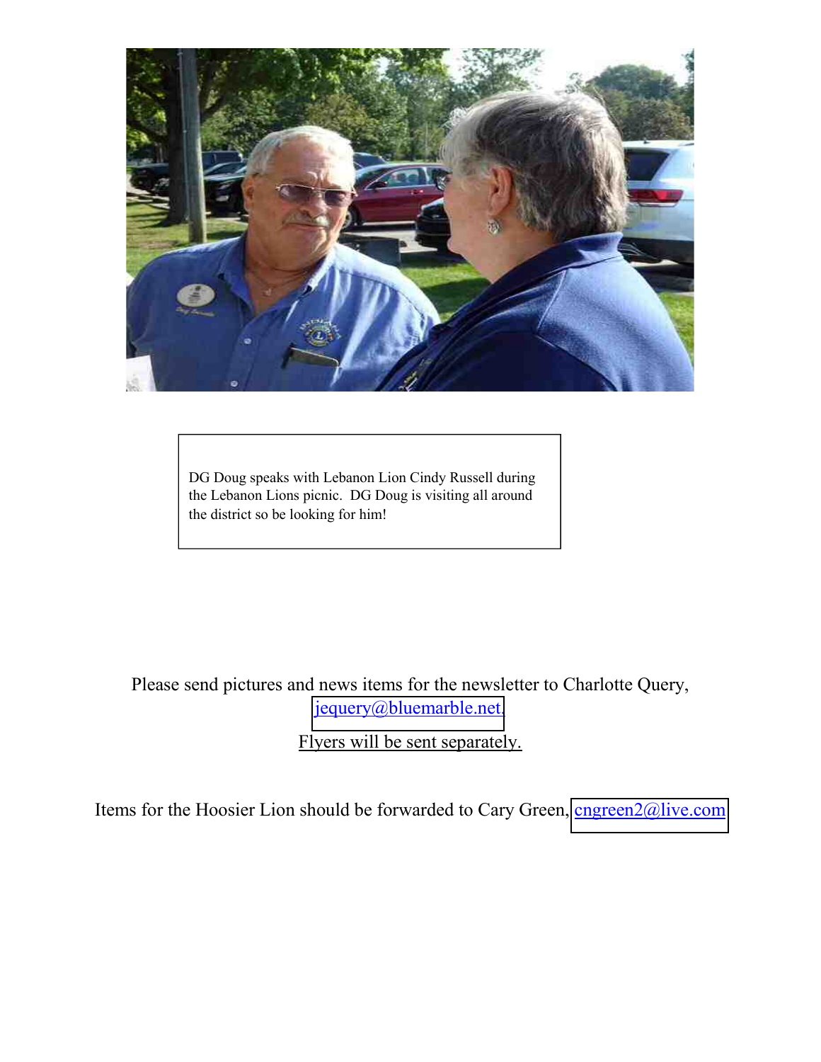DG Doug speaks with Lebanon Lion Cindy Russell during the Lebanon Lions picnic. DG Doug is visiting all around the district so be looking for him!

Please send pictures and news items for the newsletter to Charlotte Query, jequery@bluemarble.net.

Flyers will be sent separately.

Items for the Hoosier Lion should be forwarded to Cary Green, cngreen2@live.com